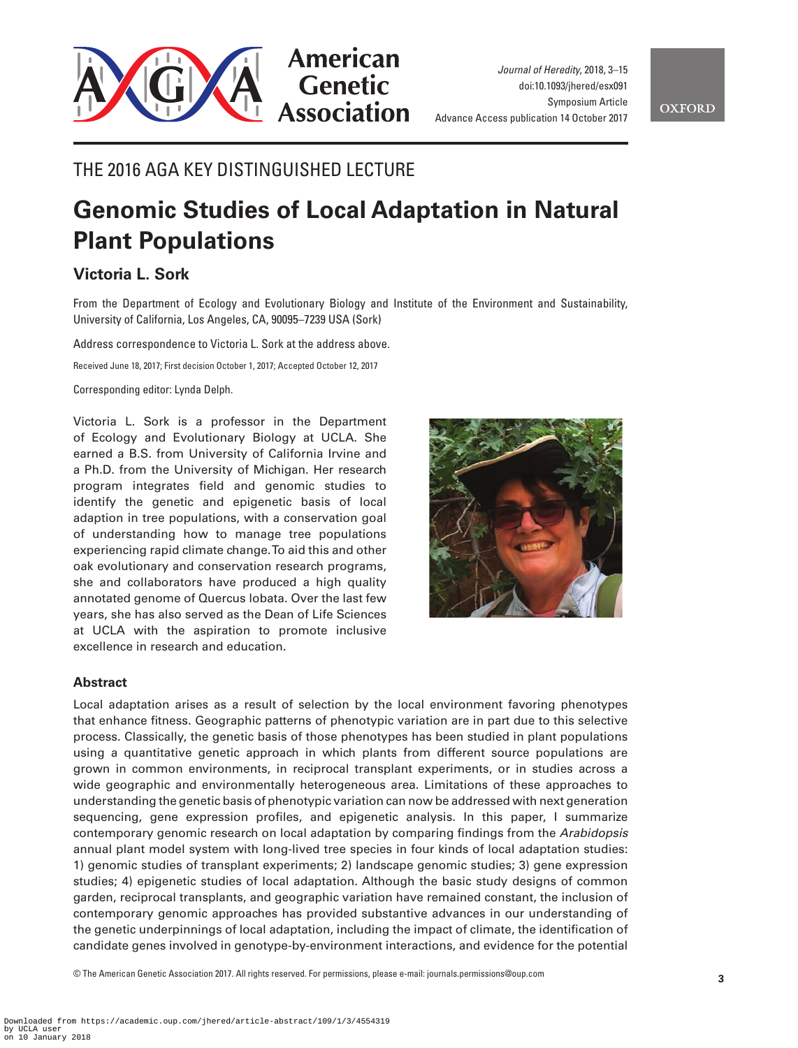THE 2016 AGA KEY DISTINGUISHED LECTURE

# Genomic Studies of Local Adaptation in Natural Plant Populations

## Victoria L. Sork

From the Department of Ecology and Evolutionary Biology and Institute of the Environment and Sustainability, University of California, Los Angeles, CA, 90095–7239 USA (Sork)

Address correspondence to Victoria L. Sork at the address above.

Received June 18, 2017; First decision October 1, 2017; Accepted October 12, 2017

Corresponding editor: Lynda Delph.

Victoria L. Sork is a professor in the Department of Ecology and Evolutionary Biology at UCLA. She earned a B.S. from University of California Irvine and a Ph.D. from the University of Michigan. Her research program integrates field and genomic studies to identify the genetic and epigenetic basis of local adaption in tree populations, with a conservation goal of understanding how to manage tree populations experiencing rapid climate change. To aid this and other oak evolutionary and conservation research programs, she and collaborators have produced a high quality annotated genome of Quercus lobata. Over the last few years, she has also served as the Dean of Life Sciences at UCLA with the aspiration to promote inclusive excellence in research and education.

### Abstract

Local adaptation arises as a result of selection by the local environment favoring phenotypes that enhance fitness. Geographic patterns of phenotypic variation are in part due to this selective process. Classically, the genetic basis of those phenotypes has been studied in plant populations using a quantitative genetic approach in which plants from different source populations are grown in common environments, in reciprocal transplant experiments, or in studies across a wide geographic and environmentally heterogeneous area. Limitations of these approaches to understanding the genetic basis of phenotypic variation can now be addressed with next generation sequencing, gene expression profiles, and epigenetic analysis. In this paper, I summarize contemporary genomic research on local adaptation by comparing findings from the *Arabidopsis* annual plant model system with long-lived tree species in four kinds of local adaptation studies: 1) genomic studies of transplant experiments; 2) landscape genomic studies; 3) gene expression studies; 4) epigenetic studies of local adaptation. Although the basic study designs of common garden, reciprocal transplants, and geographic variation have remained constant, the inclusion of contemporary genomic approaches has provided substantive advances in our understanding of the genetic underpinnings of local adaptation, including the impact of climate, the identification of candidate genes involved in genotype-by-environment interactions, and evidence for the potential

© The American Genetic Association 2017. All rights reserved. For permissions, please e-mail: journals.permissions@oup.com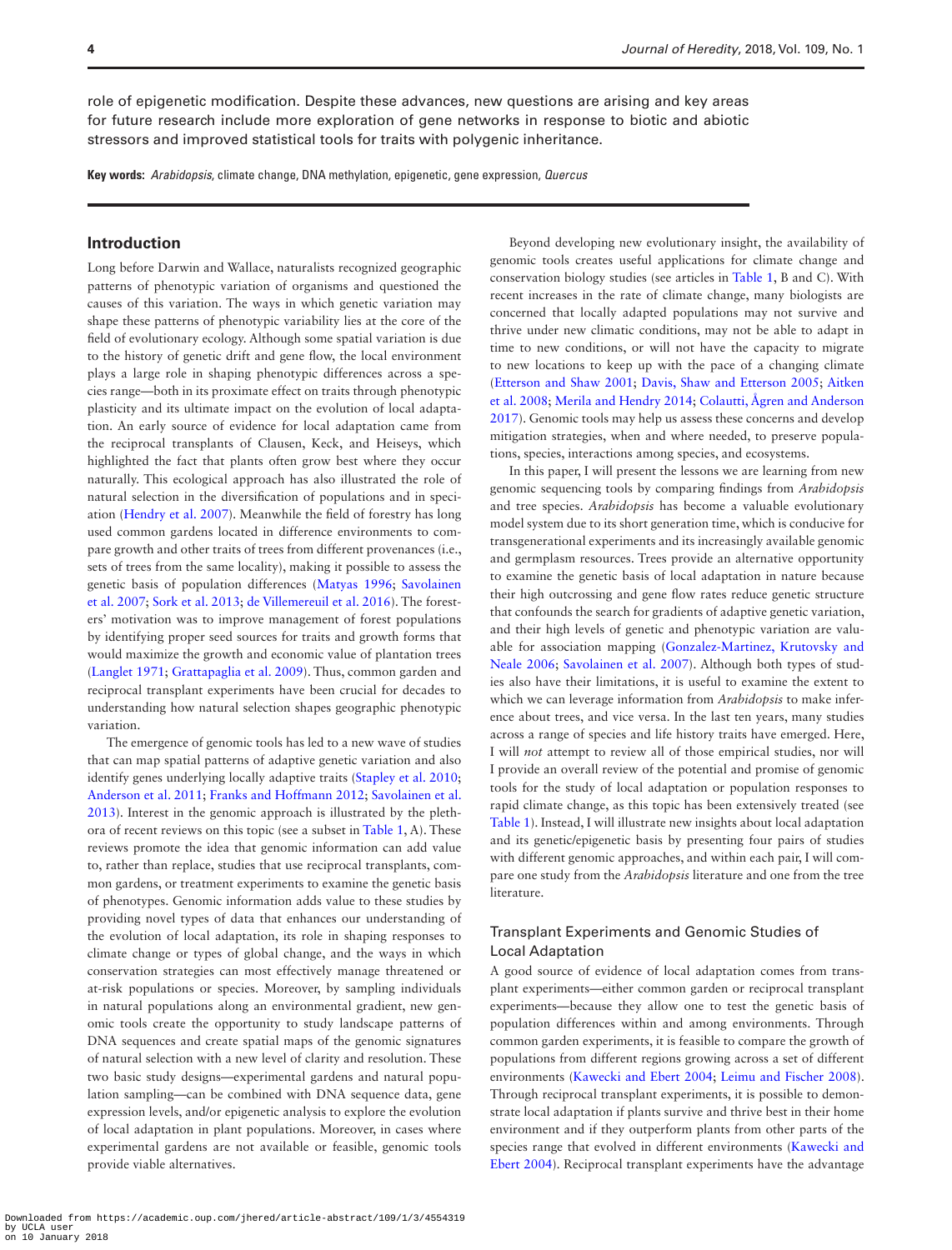role of epigenetic modification. Despite these advances, new questions are arising and key areas for future research include more exploration of gene networks in response to biotic and abiotic stressors and improved statistical tools for traits with polygenic inheritance.

**Key words:** *Arabidopsis*, climate change, DNA methylation, epigenetic, gene expression, *Quercus*

## Introduction

Long before Darwin and Wallace, naturalists recognized geographic patterns of phenotypic variation of organisms and questioned the causes of this variation. The ways in which genetic variation may shape these patterns of phenotypic variability lies at the core of the field of evolutionary ecology. Although some spatial variation is due to the history of genetic drift and gene flow, the local environment plays a large role in shaping phenotypic differences across a species range—both in its proximate effect on traits through phenotypic plasticity and its ultimate impact on the evolution of local adaptation. An early source of evidence for local adaptation came from the reciprocal transplants of Clausen, Keck, and Heiseys, which highlighted the fact that plants often grow best where they occur naturally. This ecological approach has also illustrated the role of natural selection in the diversification of populations and in speciation (Hendry et al. 2007). Meanwhile the field of forestry has long used common gardens located in difference environments to compare growth and other traits of trees from different provenances (i.e., sets of trees from the same locality), making it possible to assess the genetic basis of population differences (Matyas 1996; Savolainen et al. 2007; Sork et al. 2013; de Villemereuil et al. 2016). The foresters' motivation was to improve management of forest populations by identifying proper seed sources for traits and growth forms that would maximize the growth and economic value of plantation trees (Langlet 1971; Grattapaglia et al. 2009). Thus, common garden and reciprocal transplant experiments have been crucial for decades to understanding how natural selection shapes geographic phenotypic variation.

The emergence of genomic tools has led to a new wave of studies that can map spatial patterns of adaptive genetic variation and also identify genes underlying locally adaptive traits (Stapley et al. 2010; Anderson et al. 2011; Franks and Hoffmann 2012; Savolainen et al. 2013). Interest in the genomic approach is illustrated by the plethora of recent reviews on this topic (see a subset in Table 1, A). These reviews promote the idea that genomic information can add value to, rather than replace, studies that use reciprocal transplants, common gardens, or treatment experiments to examine the genetic basis of phenotypes. Genomic information adds value to these studies by providing novel types of data that enhances our understanding of the evolution of local adaptation, its role in shaping responses to climate change or types of global change, and the ways in which conservation strategies can most effectively manage threatened or at-risk populations or species. Moreover, by sampling individuals in natural populations along an environmental gradient, new genomic tools create the opportunity to study landscape patterns of DNA sequences and create spatial maps of the genomic signatures of natural selection with a new level of clarity and resolution. These two basic study designs—experimental gardens and natural population sampling—can be combined with DNA sequence data, gene expression levels, and/or epigenetic analysis to explore the evolution of local adaptation in plant populations. Moreover, in cases where experimental gardens are not available or feasible, genomic tools provide viable alternatives.

Beyond developing new evolutionary insight, the availability of genomic tools creates useful applications for climate change and conservation biology studies (see articles in Table 1, B and C). With recent increases in the rate of climate change, many biologists are concerned that locally adapted populations may not survive and thrive under new climatic conditions, may not be able to adapt in time to new conditions, or will not have the capacity to migrate to new locations to keep up with the pace of a changing climate (Etterson and Shaw 2001; Davis, Shaw and Etterson 2005; Aitken et al. 2008; Merila and Hendry 2014; Colautti, Ågren and Anderson 2017). Genomic tools may help us assess these concerns and develop mitigation strategies, when and where needed, to preserve populations, species, interactions among species, and ecosystems.

In this paper, I will present the lessons we are learning from new genomic sequencing tools by comparing findings from *Arabidopsis* and tree species. *Arabidopsis* has become a valuable evolutionary model system due to its short generation time, which is conducive for transgenerational experiments and its increasingly available genomic and germplasm resources. Trees provide an alternative opportunity to examine the genetic basis of local adaptation in nature because their high outcrossing and gene flow rates reduce genetic structure that confounds the search for gradients of adaptive genetic variation, and their high levels of genetic and phenotypic variation are valuable for association mapping (Gonzalez-Martinez, Krutovsky and Neale 2006; Savolainen et al. 2007). Although both types of studies also have their limitations, it is useful to examine the extent to which we can leverage information from *Arabidopsis* to make inference about trees, and vice versa. In the last ten years, many studies across a range of species and life history traits have emerged. Here, I will *not* attempt to review all of those empirical studies, nor will I provide an overall review of the potential and promise of genomic tools for the study of local adaptation or population responses to rapid climate change, as this topic has been extensively treated (see Table 1). Instead, I will illustrate new insights about local adaptation and its genetic/epigenetic basis by presenting four pairs of studies with different genomic approaches, and within each pair, I will compare one study from the *Arabidopsis* literature and one from the tree literature.

### Transplant Experiments and Genomic Studies of Local Adaptation

A good source of evidence of local adaptation comes from transplant experiments—either common garden or reciprocal transplant experiments—because they allow one to test the genetic basis of population differences within and among environments. Through common garden experiments, it is feasible to compare the growth of populations from different regions growing across a set of different environments (Kawecki and Ebert 2004; Leimu and Fischer 2008). Through reciprocal transplant experiments, it is possible to demonstrate local adaptation if plants survive and thrive best in their home environment and if they outperform plants from other parts of the species range that evolved in different environments (Kawecki and Ebert 2004). Reciprocal transplant experiments have the advantage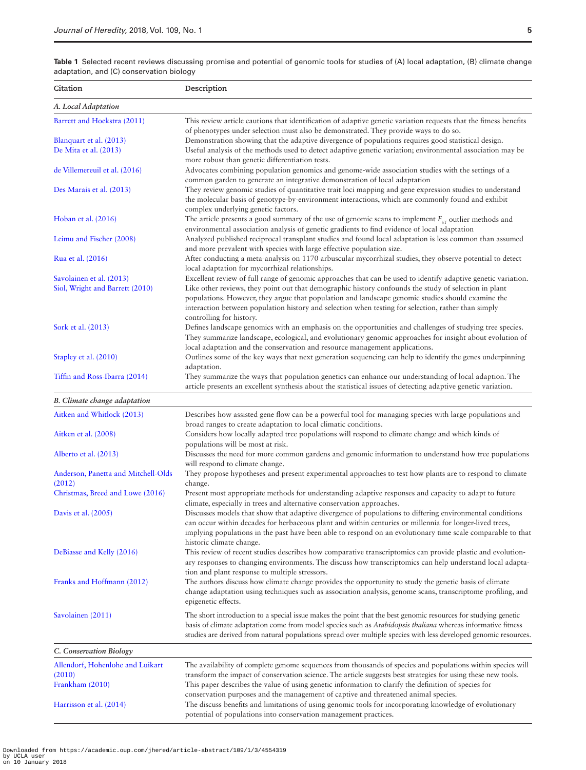**Table 1** Selected recent reviews discussing promise and potential of genomic tools for studies of (A) local adaptation, (B) climate change adaptation, and (C) conservation biology

| Citation | Description |
|---|---|
| *A. Local Adaptation* | |
| Barrett and Hoekstra (2011) | This review article cautions that identification of adaptive genetic variation requests that the fitness benefits of phenotypes under selection must also be demonstrated. They provide ways to do so. |
| Blanquart et al. (2013) | Demonstration showing that the adaptive divergence of populations requires good statistical design. |
| De Mita et al. (2013) | Useful analysis of the methods used to detect adaptive genetic variation; environmental association may be more robust than genetic differentiation tests. |
| de Villemereuil et al. (2016) | Advocates combining population genomics and genome-wide association studies with the settings of a common garden to generate an integrative demonstration of local adaptation |
| Des Marais et al. (2013) | They review genomic studies of quantitative trait loci mapping and gene expression studies to understand the molecular basis of genotype-by-environment interactions, which are commonly found and exhibit complex underlying genetic factors. |
| Hoban et al. (2016) | The article presents a good summary of the use of genomic scans to implement $F_{ST}$ outlier methods and environmental association analysis of genetic gradients to find evidence of local adaptation |
| Leimu and Fischer (2008) | Analyzed published reciprocal transplant studies and found local adaptation is less common than assumed and more prevalent with species with large effective population size. |
| Rua et al. (2016) | After conducting a meta-analysis on 1170 arbuscular mycorrhizal studies, they observe potential to detect local adaptation for mycorrhizal relationships. |
| Savolainen et al. (2013) | Excellent review of full range of genomic approaches that can be used to identify adaptive genetic variation. |
| Siol, Wright and Barrett (2010) | Like other reviews, they point out that demographic history confounds the study of selection in plant populations. However, they argue that population and landscape genomic studies should examine the interaction between population history and selection when testing for selection, rather than simply controlling for history. |
| Sork et al. (2013) | Defines landscape genomics with an emphasis on the opportunities and challenges of studying tree species. They summarize landscape, ecological, and evolutionary genomic approaches for insight about evolution of local adaptation and the conservation and resource management applications. |
| Stapley et al. (2010) | Outlines some of the key ways that next generation sequencing can help to identify the genes underpinning adaptation. |
| Tiffin and Ross-Ibarra (2014) | They summarize the ways that population genetics can enhance our understanding of local adaption. The article presents an excellent synthesis about the statistical issues of detecting adaptive genetic variation. |
| *B. Climate change adaptation* | |
| Aitken and Whitlock (2013) | Describes how assisted gene flow can be a powerful tool for managing species with large populations and broad ranges to create adaptation to local climatic conditions. |
| Aitken et al. (2008) | Considers how locally adapted tree populations will respond to climate change and which kinds of populations will be most at risk. |
| Alberto et al. (2013) | Discusses the need for more common gardens and genomic information to understand how tree populations will respond to climate change. |
| Anderson, Panetta and Mitchell-Olds (2012) | They propose hypotheses and present experimental approaches to test how plants are to respond to climate change. |
| Christmas, Breed and Lowe (2016) | Present most appropriate methods for understanding adaptive responses and capacity to adapt to future climate, especially in trees and alternative conservation approaches. |
| Davis et al. (2005) | Discusses models that show that adaptive divergence of populations to differing environmental conditions can occur within decades for herbaceous plant and within centuries or millennia for longer-lived trees, implying populations in the past have been able to respond on an evolutionary time scale comparable to that historic climate change. |
| DeBiasse and Kelly (2016) | This review of recent studies describes how comparative transcriptomics can provide plastic and evolutionary responses to changing environments. The discuss how transcriptomics can help understand local adaptation and plant response to multiple stressors. |
| Franks and Hoffmann (2012) | The authors discuss how climate change provides the opportunity to study the genetic basis of climate change adaptation using techniques such as association analysis, genome scans, transcriptome profiling, and epigenetic effects. |
| Savolainen (2011) | The short introduction to a special issue makes the point that the best genomic resources for studying genetic basis of climate adaptation come from model species such as *Arabidopsis thaliana* whereas informative fitness studies are derived from natural populations spread over multiple species with less developed genomic resources. |
| *C. Conservation Biology* | |
| Allendorf, Hohenlohe and Luikart (2010) | The availability of complete genome sequences from thousands of species and populations within species will transform the impact of conservation science. The article suggests best strategies for using these new tools. |
| Frankham (2010) | This paper describes the value of using genetic information to clarify the definition of species for conservation purposes and the management of captive and threatened animal species. |
| Harrisson et al. (2014) | The discuss benefits and limitations of using genomic tools for incorporating knowledge of evolutionary potential of populations into conservation management practices. |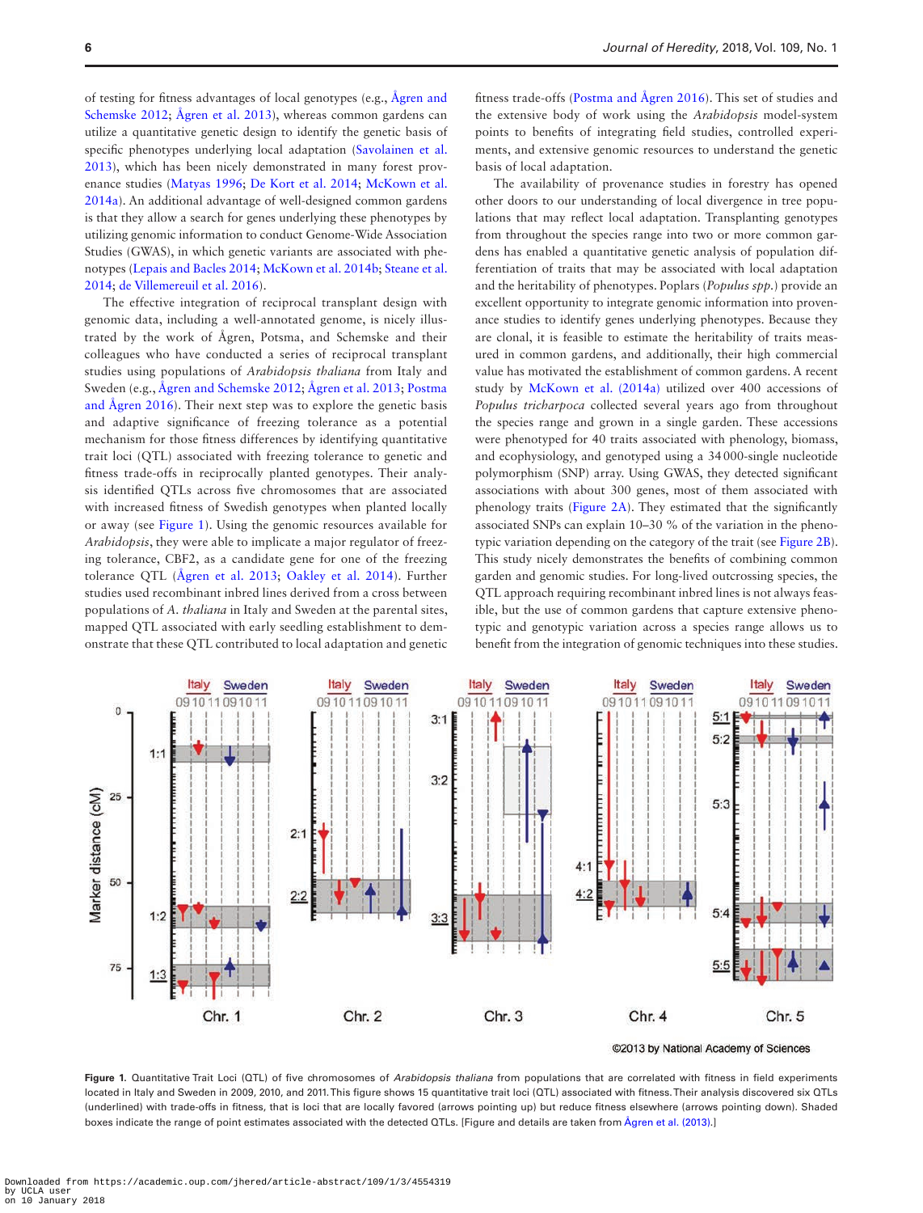of testing for fitness advantages of local genotypes (e.g., Ågren and Schemske 2012; Ågren et al. 2013), whereas common gardens can utilize a quantitative genetic design to identify the genetic basis of specific phenotypes underlying local adaptation (Savolainen et al. 2013), which has been nicely demonstrated in many forest provenance studies (Matyas 1996; De Kort et al. 2014; McKown et al. 2014a). An additional advantage of well-designed common gardens is that they allow a search for genes underlying these phenotypes by utilizing genomic information to conduct Genome-Wide Association Studies (GWAS), in which genetic variants are associated with phenotypes (Lepais and Bacles 2014; McKown et al. 2014b; Steane et al. 2014; de Villemereuil et al. 2016).

The effective integration of reciprocal transplant design with genomic data, including a well-annotated genome, is nicely illustrated by the work of Ågren, Potsma, and Schemske and their colleagues who have conducted a series of reciprocal transplant studies using populations of *Arabidopsis thaliana* from Italy and Sweden (e.g., Ågren and Schemske 2012; Ågren et al. 2013; Postma and Ågren 2016). Their next step was to explore the genetic basis and adaptive significance of freezing tolerance as a potential mechanism for those fitness differences by identifying quantitative trait loci (QTL) associated with freezing tolerance to genetic and fitness trade-offs in reciprocally planted genotypes. Their analysis identified QTLs across five chromosomes that are associated with increased fitness of Swedish genotypes when planted locally or away (see Figure 1). Using the genomic resources available for *Arabidopsis*, they were able to implicate a major regulator of freezing tolerance, CBF2, as a candidate gene for one of the freezing tolerance QTL (Ågren et al. 2013; Oakley et al. 2014). Further studies used recombinant inbred lines derived from a cross between populations of *A. thaliana* in Italy and Sweden at the parental sites, mapped QTL associated with early seedling establishment to demonstrate that these QTL contributed to local adaptation and genetic fitness trade-offs (Postma and Ågren 2016). This set of studies and the extensive body of work using the *Arabidopsis* model-system points to benefits of integrating field studies, controlled experiments, and extensive genomic resources to understand the genetic basis of local adaptation.

The availability of provenance studies in forestry has opened other doors to our understanding of local divergence in tree populations that may reflect local adaptation. Transplanting genotypes from throughout the species range into two or more common gardens has enabled a quantitative genetic analysis of population differentiation of traits that may be associated with local adaptation and the heritability of phenotypes. Poplars (*Populus spp.*) provide an excellent opportunity to integrate genomic information into provenance studies to identify genes underlying phenotypes. Because they are clonal, it is feasible to estimate the heritability of traits measured in common gardens, and additionally, their high commercial value has motivated the establishment of common gardens. A recent study by McKown et al. (2014a) utilized over 400 accessions of *Populus tricharpoca* collected several years ago from throughout the species range and grown in a single garden. These accessions were phenotyped for 40 traits associated with phenology, biomass, and ecophysiology, and genotyped using a 34 000-single nucleotide polymorphism (SNP) array. Using GWAS, they detected significant associations with about 300 genes, most of them associated with phenology traits (Figure 2A). They estimated that the significantly associated SNPs can explain 10–30 % of the variation in the phenotypic variation depending on the category of the trait (see Figure 2B). This study nicely demonstrates the benefits of combining common garden and genomic studies. For long-lived outcrossing species, the QTL approach requiring recombinant inbred lines is not always feasible, but the use of common gardens that capture extensive phenotypic and genotypic variation across a species range allows us to benefit from the integration of genomic techniques into these studies.

**Figure 1.** Quantitative Trait Loci (QTL) of five chromosomes of *Arabidopsis thaliana* from populations that are correlated with fitness in field experiments located in Italy and Sweden in 2009, 2010, and 2011. This figure shows 15 quantitative trait loci (QTL) associated with fitness. Their analysis discovered six QTLs (underlined) with trade-offs in fitness, that is loci that are locally favored (arrows pointing up) but reduce fitness elsewhere (arrows pointing down). Shaded boxes indicate the range of point estimates associated with the detected QTLs. [Figure and details are taken from Ågren et al. (2013).]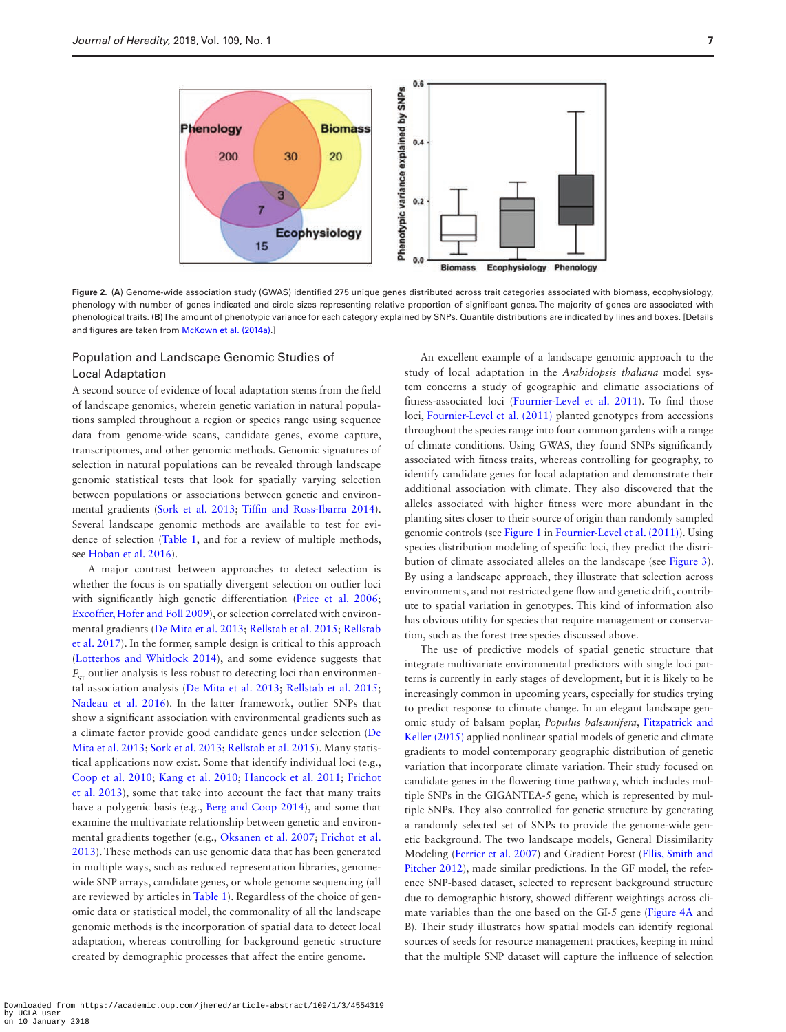**Figure 2.** (**A**) Genome-wide association study (GWAS) identified 275 unique genes distributed across trait categories associated with biomass, ecophysiology, phenology with number of genes indicated and circle sizes representing relative proportion of significant genes. The majority of genes are associated with phenological traits. (**B**) The amount of phenotypic variance for each category explained by SNPs. Quantile distributions are indicated by lines and boxes. [Details and figures are taken from McKown et al. (2014a).]

## Population and Landscape Genomic Studies of Local Adaptation

A second source of evidence of local adaptation stems from the field of landscape genomics, wherein genetic variation in natural populations sampled throughout a region or species range using sequence data from genome-wide scans, candidate genes, exome capture, transcriptomes, and other genomic methods. Genomic signatures of selection in natural populations can be revealed through landscape genomic statistical tests that look for spatially varying selection between populations or associations between genetic and environmental gradients (Sork et al. 2013; Tiffin and Ross-Ibarra 2014). Several landscape genomic methods are available to test for evidence of selection (Table 1, and for a review of multiple methods, see Hoban et al. 2016).

A major contrast between approaches to detect selection is whether the focus is on spatially divergent selection on outlier loci with significantly high genetic differentiation (Price et al. 2006; Excoffier, Hofer and Foll 2009), or selection correlated with environmental gradients (De Mita et al. 2013; Rellstab et al. 2015; Rellstab et al. 2017). In the former, sample design is critical to this approach (Lotterhos and Whitlock 2014), and some evidence suggests that $F_{ST}$ outlier analysis is less robust to detecting loci than environmental association analysis (De Mita et al. 2013; Rellstab et al. 2015; Nadeau et al. 2016). In the latter framework, outlier SNPs that show a significant association with environmental gradients such as a climate factor provide good candidate genes under selection (De Mita et al. 2013; Sork et al. 2013; Rellstab et al. 2015). Many statistical applications now exist. Some that identify individual loci (e.g., Coop et al. 2010; Kang et al. 2010; Hancock et al. 2011; Frichot et al. 2013), some that take into account the fact that many traits have a polygenic basis (e.g., Berg and Coop 2014), and some that examine the multivariate relationship between genetic and environmental gradients together (e.g., Oksanen et al. 2007; Frichot et al. 2013). These methods can use genomic data that has been generated in multiple ways, such as reduced representation libraries, genome-wide SNP arrays, candidate genes, or whole genome sequencing (all are reviewed by articles in Table 1). Regardless of the choice of genomic data or statistical model, the commonality of all the landscape genomic methods is the incorporation of spatial data to detect local adaptation, whereas controlling for background genetic structure created by demographic processes that affect the entire genome.

An excellent example of a landscape genomic approach to the study of local adaptation in the *Arabidopsis thaliana* model system concerns a study of geographic and climatic associations of fitness-associated loci (Fournier-Level et al. 2011). To find those loci, Fournier-Level et al. (2011) planted genotypes from accessions throughout the species range into four common gardens with a range of climate conditions. Using GWAS, they found SNPs significantly associated with fitness traits, whereas controlling for geography, to identify candidate genes for local adaptation and demonstrate their additional association with climate. They also discovered that the alleles associated with higher fitness were more abundant in the planting sites closer to their source of origin than randomly sampled genomic controls (see Figure 1 in Fournier-Level et al. (2011)). Using species distribution modeling of specific loci, they predict the distribution of climate associated alleles on the landscape (see Figure 3). By using a landscape approach, they illustrate that selection across environments, and not restricted gene flow and genetic drift, contribute to spatial variation in genotypes. This kind of information also has obvious utility for species that require management or conservation, such as the forest tree species discussed above.

The use of predictive models of spatial genetic structure that integrate multivariate environmental predictors with single loci patterns is currently in early stages of development, but it is likely to be increasingly common in upcoming years, especially for studies trying to predict response to climate change. In an elegant landscape genomic study of balsam poplar, *Populus balsamifera*, Fitzpatrick and Keller (2015) applied nonlinear spatial models of genetic and climate gradients to model contemporary geographic distribution of genetic variation that incorporate climate variation. Their study focused on candidate genes in the flowering time pathway, which includes multiple SNPs in the GIGANTEA-5 gene, which is represented by multiple SNPs. They also controlled for genetic structure by generating a randomly selected set of SNPs to provide the genome-wide genetic background. The two landscape models, General Dissimilarity Modeling (Ferrier et al. 2007) and Gradient Forest (Ellis, Smith and Pitcher 2012), made similar predictions. In the GF model, the reference SNP-based dataset, selected to represent background structure due to demographic history, showed different weightings across climate variables than the one based on the GI-5 gene (Figure 4A and B). Their study illustrates how spatial models can identify regional sources of seeds for resource management practices, keeping in mind that the multiple SNP dataset will capture the influence of selection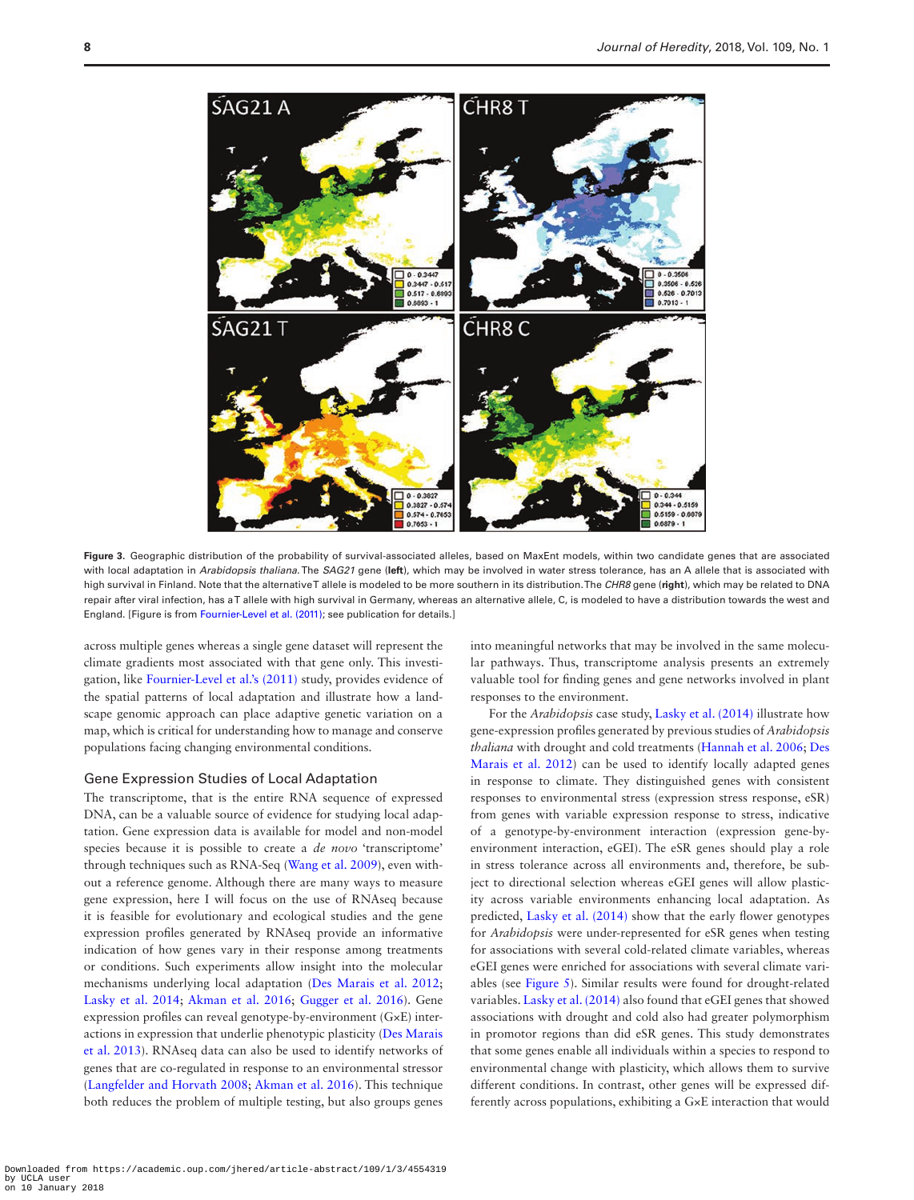**Figure 3.** Geographic distribution of the probability of survival-associated alleles, based on MaxEnt models, within two candidate genes that are associated with local adaptation in *Arabidopsis thaliana*. The *SAG21* gene (**left**), which may be involved in water stress tolerance, has an A allele that is associated with high survival in Finland. Note that the alternative T allele is modeled to be more southern in its distribution. The *CHR8* gene (**right**), which may be related to DNA repair after viral infection, has a T allele with high survival in Germany, whereas an alternative allele, C, is modeled to have a distribution towards the west and England. [Figure is from Fournier-Level et al. (2011); see publication for details.]

across multiple genes whereas a single gene dataset will represent the climate gradients most associated with that gene only. This investigation, like Fournier-Level et al.'s (2011) study, provides evidence of the spatial patterns of local adaptation and illustrate how a landscape genomic approach can place adaptive genetic variation on a map, which is critical for understanding how to manage and conserve populations facing changing environmental conditions.

## Gene Expression Studies of Local Adaptation

The transcriptome, that is the entire RNA sequence of expressed DNA, can be a valuable source of evidence for studying local adaptation. Gene expression data is available for model and non-model species because it is possible to create a *de novo* 'transcriptome' through techniques such as RNA-Seq (Wang et al. 2009), even without a reference genome. Although there are many ways to measure gene expression, here I will focus on the use of RNAseq because it is feasible for evolutionary and ecological studies and the gene expression profiles generated by RNAseq provide an informative indication of how genes vary in their response among treatments or conditions. Such experiments allow insight into the molecular mechanisms underlying local adaptation (Des Marais et al. 2012; Lasky et al. 2014; Akman et al. 2016; Gugger et al. 2016). Gene expression profiles can reveal genotype-by-environment (G×E) interactions in expression that underlie phenotypic plasticity (Des Marais et al. 2013). RNAseq data can also be used to identify networks of genes that are co-regulated in response to an environmental stressor (Langfelder and Horvath 2008; Akman et al. 2016). This technique both reduces the problem of multiple testing, but also groups genes into meaningful networks that may be involved in the same molecular pathways. Thus, transcriptome analysis presents an extremely valuable tool for finding genes and gene networks involved in plant responses to the environment.

For the *Arabidopsis* case study, Lasky et al. (2014) illustrate how gene-expression profiles generated by previous studies of *Arabidopsis thaliana* with drought and cold treatments (Hannah et al. 2006; Des Marais et al. 2012) can be used to identify locally adapted genes in response to climate. They distinguished genes with consistent responses to environmental stress (expression stress response, eSR) from genes with variable expression response to stress, indicative of a genotype-by-environment interaction (expression gene-by-environment interaction, eGEI). The eSR genes should play a role in stress tolerance across all environments and, therefore, be subject to directional selection whereas eGEI genes will allow plasticity across variable environments enhancing local adaptation. As predicted, Lasky et al. (2014) show that the early flower genotypes for *Arabidopsis* were under-represented for eSR genes when testing for associations with several cold-related climate variables, whereas eGEI genes were enriched for associations with several climate variables (see Figure 5). Similar results were found for drought-related variables. Lasky et al. (2014) also found that eGEI genes that showed associations with drought and cold also had greater polymorphism in promotor regions than did eSR genes. This study demonstrates that some genes enable all individuals within a species to respond to environmental change with plasticity, which allows them to survive different conditions. In contrast, other genes will be expressed differently across populations, exhibiting a G×E interaction that would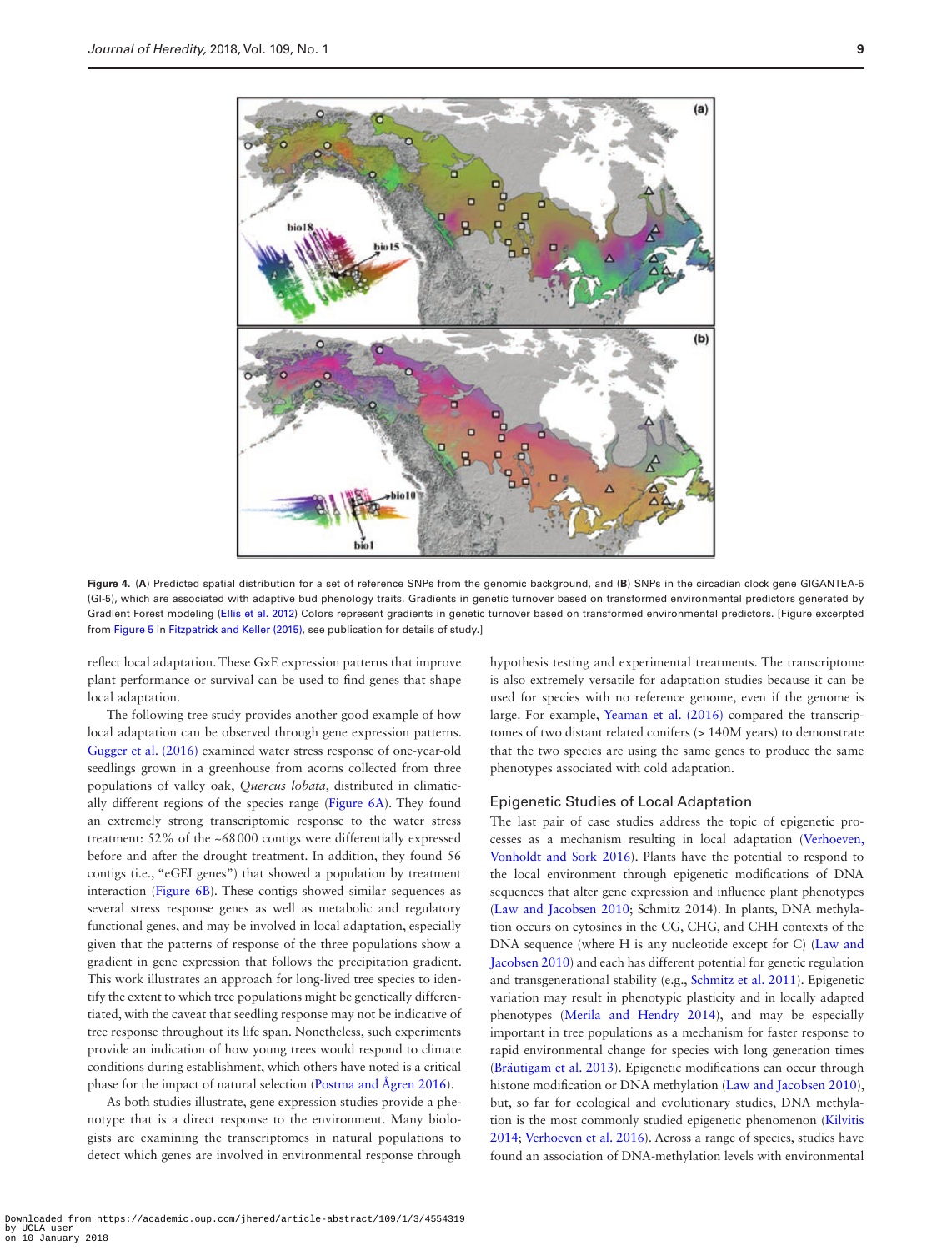**Figure 4.** (**A**) Predicted spatial distribution for a set of reference SNPs from the genomic background, and (**B**) SNPs in the circadian clock gene GIGANTEA-5 (GI-5), which are associated with adaptive bud phenology traits. Gradients in genetic turnover based on transformed environmental predictors generated by Gradient Forest modeling (Ellis et al. 2012) Colors represent gradients in genetic turnover based on transformed environmental predictors. [Figure excerpted from Figure 5 in Fitzpatrick and Keller (2015), see publication for details of study.]

reflect local adaptation. These G×E expression patterns that improve plant performance or survival can be used to find genes that shape local adaptation.

The following tree study provides another good example of how local adaptation can be observed through gene expression patterns. Gugger et al. (2016) examined water stress response of one-year-old seedlings grown in a greenhouse from acorns collected from three populations of valley oak, *Quercus lobata*, distributed in climatically different regions of the species range (Figure 6A). They found an extremely strong transcriptomic response to the water stress treatment: 52% of the ~68 000 contigs were differentially expressed before and after the drought treatment. In addition, they found 56 contigs (i.e., "eGEI genes") that showed a population by treatment interaction (Figure 6B). These contigs showed similar sequences as several stress response genes as well as metabolic and regulatory functional genes, and may be involved in local adaptation, especially given that the patterns of response of the three populations show a gradient in gene expression that follows the precipitation gradient. This work illustrates an approach for long-lived tree species to identify the extent to which tree populations might be genetically differentiated, with the caveat that seedling response may not be indicative of tree response throughout its life span. Nonetheless, such experiments provide an indication of how young trees would respond to climate conditions during establishment, which others have noted is a critical phase for the impact of natural selection (Postma and Ågren 2016).

As both studies illustrate, gene expression studies provide a phenotype that is a direct response to the environment. Many biologists are examining the transcriptomes in natural populations to detect which genes are involved in environmental response through hypothesis testing and experimental treatments. The transcriptome is also extremely versatile for adaptation studies because it can be used for species with no reference genome, even if the genome is large. For example, Yeaman et al. (2016) compared the transcriptomes of two distant related conifers (> 140M years) to demonstrate that the two species are using the same genes to produce the same phenotypes associated with cold adaptation.

## Epigenetic Studies of Local Adaptation

The last pair of case studies address the topic of epigenetic processes as a mechanism resulting in local adaptation (Verhoeven, Vonholdt and Sork 2016). Plants have the potential to respond to the local environment through epigenetic modifications of DNA sequences that alter gene expression and influence plant phenotypes (Law and Jacobsen 2010; Schmitz 2014). In plants, DNA methylation occurs on cytosines in the CG, CHG, and CHH contexts of the DNA sequence (where H is any nucleotide except for C) (Law and Jacobsen 2010) and each has different potential for genetic regulation and transgenerational stability (e.g., Schmitz et al. 2011). Epigenetic variation may result in phenotypic plasticity and in locally adapted phenotypes (Merila and Hendry 2014), and may be especially important in tree populations as a mechanism for faster response to rapid environmental change for species with long generation times (Bräutigam et al. 2013). Epigenetic modifications can occur through histone modification or DNA methylation (Law and Jacobsen 2010), but, so far for ecological and evolutionary studies, DNA methylation is the most commonly studied epigenetic phenomenon (Kilvitis 2014; Verhoeven et al. 2016). Across a range of species, studies have found an association of DNA-methylation levels with environmental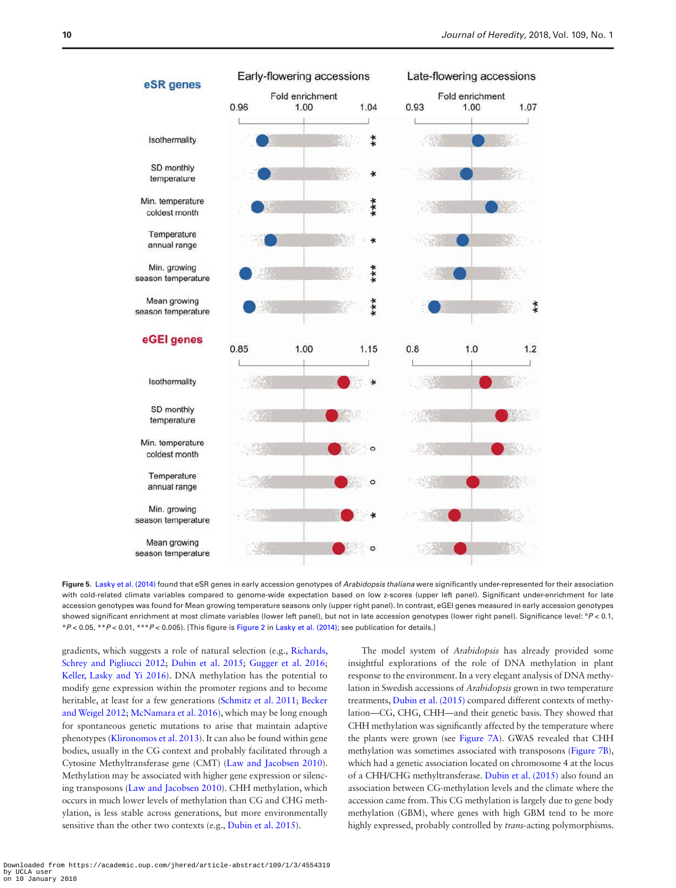Figure 5. Lasky et al. (2014) found that eSR genes in early accession genotypes of *Arabidopsis thaliana* were significantly under-represented for their association with cold-related climate variables compared to genome-wide expectation based on low z-scores (upper left panel). Significant under-enrichment for late accession genotypes was found for Mean growing temperature seasons only (upper right panel). In contrast, eGEI genes measured in early accession genotypes showed significant enrichment at most climate variables (lower left panel), but not in late accession genotypes (lower right panel). Significance level: °$P < 0.1$, *$P < 0.05$, **$P < 0.01$, ***$P < 0.005$). [This figure is Figure 2 in Lasky et al. (2014); see publication for details.]

gradients, which suggests a role of natural selection (e.g., Richards, Schrey and Pigliucci 2012; Dubin et al. 2015; Gugger et al. 2016; Keller, Lasky and Yi 2016). DNA methylation has the potential to modify gene expression within the promoter regions and to become heritable, at least for a few generations (Schmitz et al. 2011; Becker and Weigel 2012; McNamara et al. 2016), which may be long enough for spontaneous genetic mutations to arise that maintain adaptive phenotypes (Klironomos et al. 2013). It can also be found within gene bodies, usually in the CG context and probably facilitated through a Cytosine Methyltransferase gene (CMT) (Law and Jacobsen 2010). Methylation may be associated with higher gene expression or silencing transposons (Law and Jacobsen 2010). CHH methylation, which occurs in much lower levels of methylation than CG and CHG methylation, is less stable across generations, but more environmentally sensitive than the other two contexts (e.g., Dubin et al. 2015).

The model system of *Arabidopsis* has already provided some insightful explorations of the role of DNA methylation in plant response to the environment. In a very elegant analysis of DNA methylation in Swedish accessions of *Arabidopsis* grown in two temperature treatments, Dubin et al. (2015) compared different contexts of methylation—CG, CHG, CHH—and their genetic basis. They showed that CHH methylation was significantly affected by the temperature where the plants were grown (see Figure 7A). GWAS revealed that CHH methylation was sometimes associated with transposons (Figure 7B), which had a genetic association located on chromosome 4 at the locus of a CHH/CHG methyltransferase. Dubin et al. (2015) also found an association between CG-methylation levels and the climate where the accession came from. This CG methylation is largely due to gene body methylation (GBM), where genes with high GBM tend to be more highly expressed, probably controlled by *trans*-acting polymorphisms.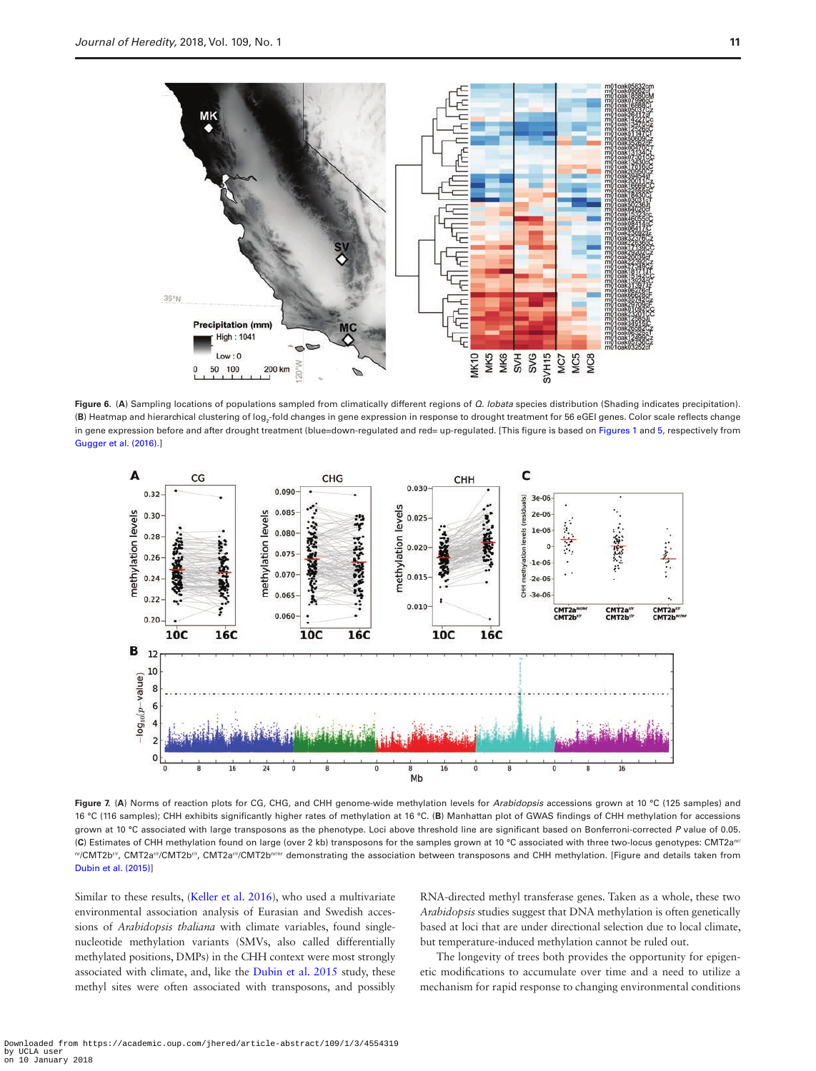**Figure 6.** (**A**) Sampling locations of populations sampled from climatically different regions of *Q. lobata* species distribution (Shading indicates precipitation). (**B**) Heatmap and hierarchical clustering of $\log_2$-fold changes in gene expression in response to drought treatment for 56 eGEI genes. Color scale reflects change in gene expression before and after drought treatment (blue=down-regulated and red= up-regulated. [This figure is based on Figures 1 and 5, respectively from Gugger et al. (2016).]

**Figure 7.** (**A**) Norms of reaction plots for CG, CHG, and CHH genome-wide methylation levels for *Arabidopsis* accessions grown at 10 °C (125 samples) and 16 °C (116 samples); CHH exhibits significantly higher rates of methylation at 16 °C. (**B**) Manhattan plot of GWAS findings of CHH methylation for accessions grown at 10 °C associated with large transposons as the phenotype. Loci above threshold line are significant based on Bonferroni-corrected *P* value of 0.05. (**C**) Estimates of CHH methylation found on large (over 2 kb) transposons for the samples grown at 10 °C associated with these two-locus genotypes: CMT2a$^{nr/nr}$/CMT2b$^{r/r}$, CMT2a$^{r/r}$/CMT2b$^{r/r}$, CMT2a$^{r/r}$/CMT2b$^{nr/nr}$ demonstrating the association between transposons and CHH methylation. [Figure and details taken from Dubin et al. (2015)]

Similar to these results, (Keller et al. 2016), who used a multivariate environmental association analysis of Eurasian and Swedish accessions of *Arabidopsis thaliana* with climate variables, found single-nucleotide methylation variants (SMVs, also called differentially methylated positions, DMPs) in the CHH context were most strongly associated with climate, and, like the Dubin et al. 2015 study, these methyl sites were often associated with transposons, and possibly RNA-directed methyl transferase genes. Taken as a whole, these two *Arabidopsis* studies suggest that DNA methylation is often genetically based at loci that are under directional selection due to local climate, but temperature-induced methylation cannot be ruled out.

The longevity of trees both provides the opportunity for epigenetic modifications to accumulate over time and a need to utilize a mechanism for rapid response to changing environmental conditions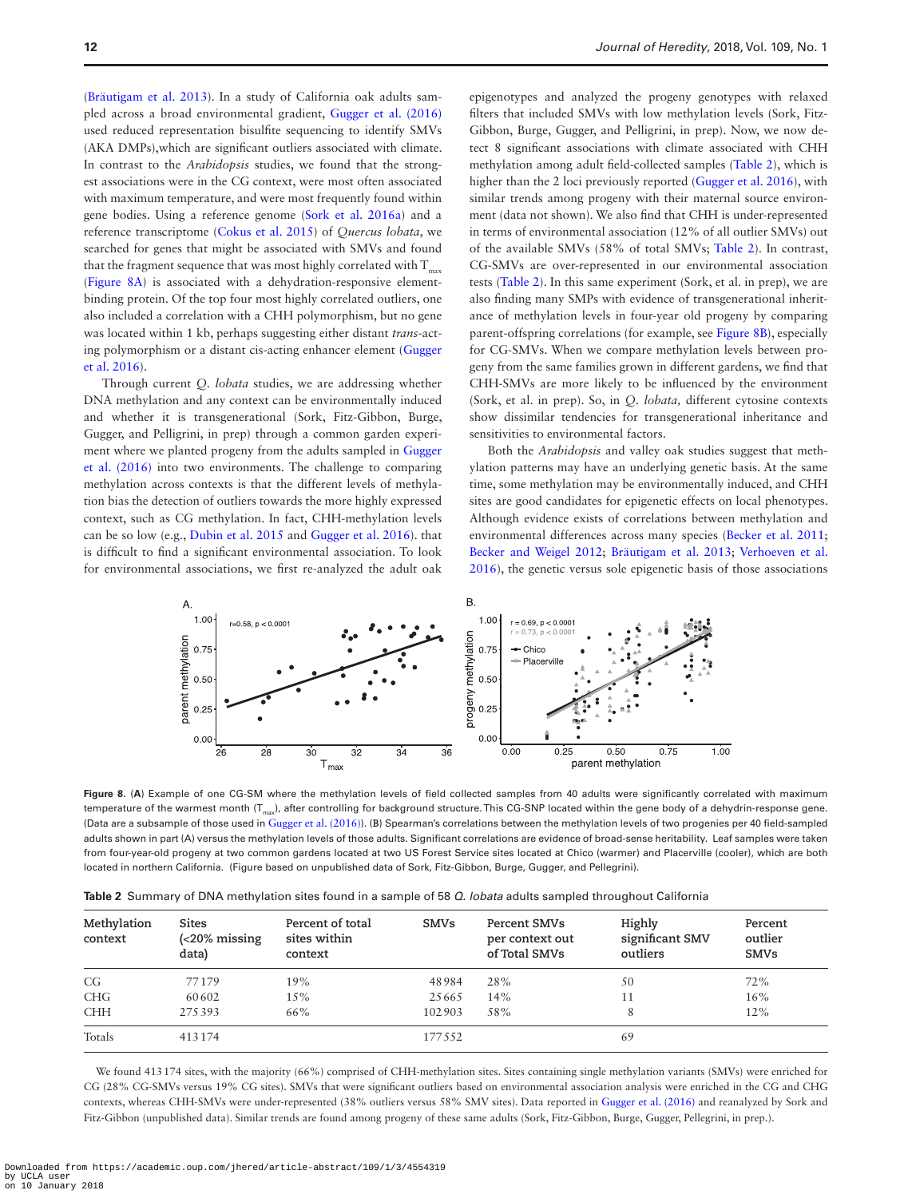(Bräutigam et al. 2013). In a study of California oak adults sampled across a broad environmental gradient, Gugger et al. (2016) used reduced representation bisulfite sequencing to identify SMVs (AKA DMPs),which are significant outliers associated with climate. In contrast to the *Arabidopsis* studies, we found that the strongest associations were in the CG context, were most often associated with maximum temperature, and were most frequently found within gene bodies. Using a reference genome (Sork et al. 2016a) and a reference transcriptome (Cokus et al. 2015) of *Quercus lobata*, we searched for genes that might be associated with SMVs and found that the fragment sequence that was most highly correlated with $T_{max}$ (Figure 8A) is associated with a dehydration-responsive element-binding protein. Of the top four most highly correlated outliers, one also included a correlation with a CHH polymorphism, but no gene was located within 1 kb, perhaps suggesting either distant *trans*-acting polymorphism or a distant cis-acting enhancer element (Gugger et al. 2016).

Through current *Q. lobata* studies, we are addressing whether DNA methylation and any context can be environmentally induced and whether it is transgenerational (Sork, Fitz-Gibbon, Burge, Gugger, and Pelligrini, in prep) through a common garden experiment where we planted progeny from the adults sampled in Gugger et al. (2016) into two environments. The challenge to comparing methylation across contexts is that the different levels of methylation bias the detection of outliers towards the more highly expressed context, such as CG methylation. In fact, CHH-methylation levels can be so low (e.g., Dubin et al. 2015 and Gugger et al. 2016). that is difficult to find a significant environmental association. To look for environmental associations, we first re-analyzed the adult oak epigenotypes and analyzed the progeny genotypes with relaxed filters that included SMVs with low methylation levels (Sork, Fitz-Gibbon, Burge, Gugger, and Pelligrini, in prep). Now, we now detect 8 significant associations with climate associated with CHH methylation among adult field-collected samples (Table 2), which is higher than the 2 loci previously reported (Gugger et al. 2016), with similar trends among progeny with their maternal source environment (data not shown). We also find that CHH is under-represented in terms of environmental association (12% of all outlier SMVs) out of the available SMVs (58% of total SMVs; Table 2). In contrast, CG-SMVs are over-represented in our environmental association tests (Table 2). In this same experiment (Sork, et al. in prep), we are also finding many SMPs with evidence of transgenerational inheritance of methylation levels in four-year old progeny by comparing parent-offspring correlations (for example, see Figure 8B), especially for CG-SMVs. When we compare methylation levels between progeny from the same families grown in different gardens, we find that CHH-SMVs are more likely to be influenced by the environment (Sork, et al. in prep). So, in *Q. lobata,* different cytosine contexts show dissimilar tendencies for transgenerational inheritance and sensitivities to environmental factors.

Both the *Arabidopsis* and valley oak studies suggest that methylation patterns may have an underlying genetic basis. At the same time, some methylation may be environmentally induced, and CHH sites are good candidates for epigenetic effects on local phenotypes. Although evidence exists of correlations between methylation and environmental differences across many species (Becker et al. 2011; Becker and Weigel 2012; Bräutigam et al. 2013; Verhoeven et al. 2016), the genetic versus sole epigenetic basis of those associations

**Figure 8.** (**A**) Example of one CG-SM where the methylation levels of field collected samples from 40 adults were significantly correlated with maximum temperature of the warmest month ($T_{max}$), after controlling for background structure. This CG-SNP located within the gene body of a dehydrin-response gene. (Data are a subsample of those used in Gugger et al. (2016)). (**B**) Spearman's correlations between the methylation levels of two progenies per 40 field-sampled adults shown in part (A) versus the methylation levels of those adults. Significant correlations are evidence of broad-sense heritability. Leaf samples were taken from four-year-old progeny at two common gardens located at two US Forest Service sites located at Chico (warmer) and Placerville (cooler), which are both located in northern California. (Figure based on unpublished data of Sork, Fitz-Gibbon, Burge, Gugger, and Pellegrini).

**Table 2** Summary of DNA methylation sites found in a sample of 58 *Q. lobata* adults sampled throughout California

| Methylation context | Sites (<20% missing data) | Percent of total sites within context | SMVs | Percent SMVs per context out of Total SMVs | Highly significant SMV outliers | Percent outlier SMVs |
|---|---|---|---|---|---|---|
| CG | 77 179 | 19% | 48 984 | 28% | 50 | 72% |
| CHG | 60 602 | 15% | 25 665 | 14% | 11 | 16% |
| CHH | 275 393 | 66% | 102 903 | 58% | 8 | 12% |
| Totals | 413 174 | | 177 552 | | 69 | |

We found 413 174 sites, with the majority (66%) comprised of CHH-methylation sites. Sites containing single methylation variants (SMVs) were enriched for CG (28% CG-SMVs versus 19% CG sites). SMVs that were significant outliers based on environmental association analysis were enriched in the CG and CHG contexts, whereas CHH-SMVs were under-represented (38% outliers versus 58% SMV sites). Data reported in Gugger et al. (2016) and reanalyzed by Sork and Fitz-Gibbon (unpublished data). Similar trends are found among progeny of these same adults (Sork, Fitz-Gibbon, Burge, Gugger, Pellegrini, in prep.).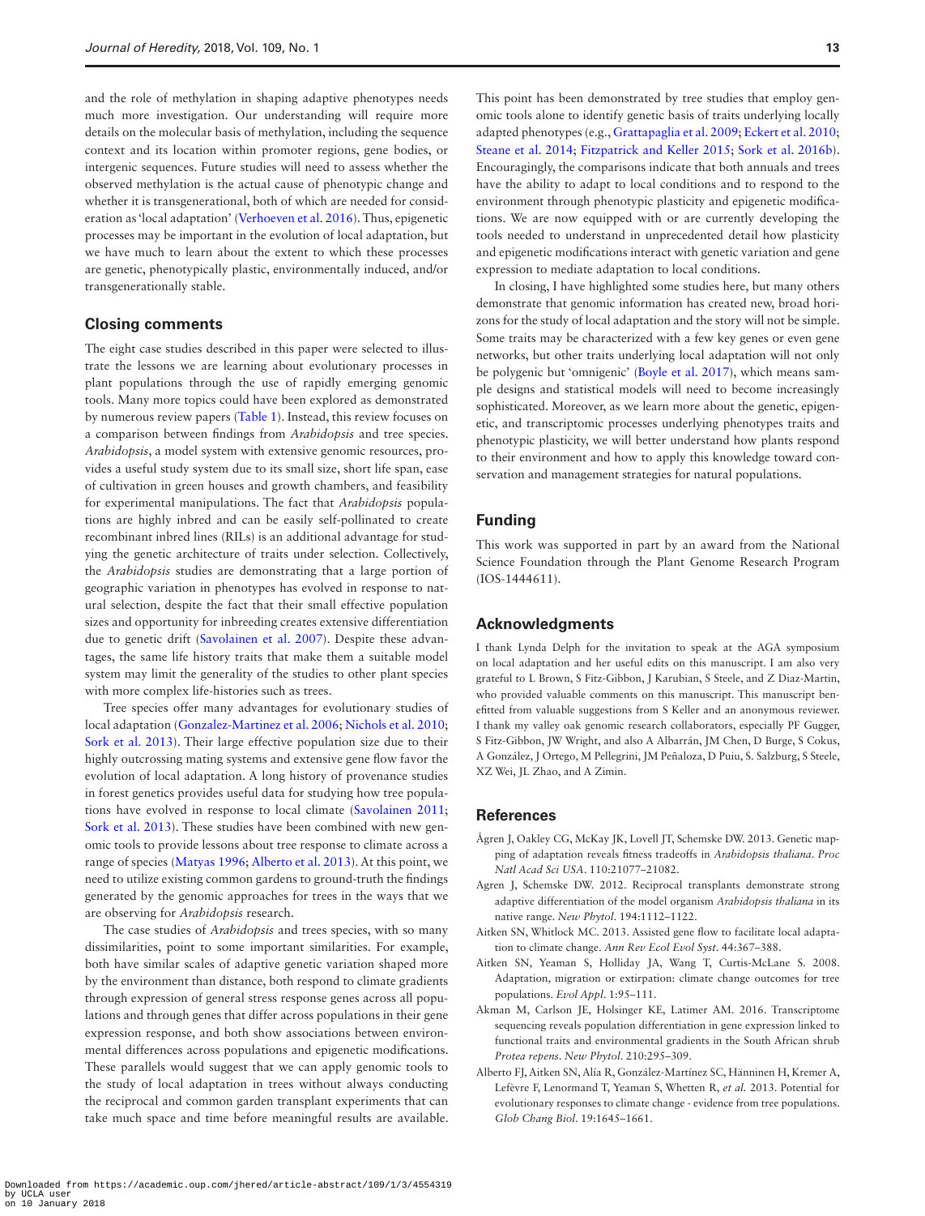and the role of methylation in shaping adaptive phenotypes needs much more investigation. Our understanding will require more details on the molecular basis of methylation, including the sequence context and its location within promoter regions, gene bodies, or intergenic sequences. Future studies will need to assess whether the observed methylation is the actual cause of phenotypic change and whether it is transgenerational, both of which are needed for consideration as 'local adaptation' (Verhoeven et al. 2016). Thus, epigenetic processes may be important in the evolution of local adaptation, but we have much to learn about the extent to which these processes are genetic, phenotypically plastic, environmentally induced, and/or transgenerationally stable.

## Closing comments

The eight case studies described in this paper were selected to illustrate the lessons we are learning about evolutionary processes in plant populations through the use of rapidly emerging genomic tools. Many more topics could have been explored as demonstrated by numerous review papers (Table 1). Instead, this review focuses on a comparison between findings from *Arabidopsis* and tree species. *Arabidopsis*, a model system with extensive genomic resources, provides a useful study system due to its small size, short life span, ease of cultivation in green houses and growth chambers, and feasibility for experimental manipulations. The fact that *Arabidopsis* populations are highly inbred and can be easily self-pollinated to create recombinant inbred lines (RILs) is an additional advantage for studying the genetic architecture of traits under selection. Collectively, the *Arabidopsis* studies are demonstrating that a large portion of geographic variation in phenotypes has evolved in response to natural selection, despite the fact that their small effective population sizes and opportunity for inbreeding creates extensive differentiation due to genetic drift (Savolainen et al. 2007). Despite these advantages, the same life history traits that make them a suitable model system may limit the generality of the studies to other plant species with more complex life-histories such as trees.

Tree species offer many advantages for evolutionary studies of local adaptation (Gonzalez-Martinez et al. 2006; Nichols et al. 2010; Sork et al. 2013). Their large effective population size due to their highly outcrossing mating systems and extensive gene flow favor the evolution of local adaptation. A long history of provenance studies in forest genetics provides useful data for studying how tree populations have evolved in response to local climate (Savolainen 2011; Sork et al. 2013). These studies have been combined with new genomic tools to provide lessons about tree response to climate across a range of species (Matyas 1996; Alberto et al. 2013). At this point, we need to utilize existing common gardens to ground-truth the findings generated by the genomic approaches for trees in the ways that we are observing for *Arabidopsis* research.

The case studies of *Arabidopsis* and trees species, with so many dissimilarities, point to some important similarities. For example, both have similar scales of adaptive genetic variation shaped more by the environment than distance, both respond to climate gradients through expression of general stress response genes across all populations and through genes that differ across populations in their gene expression response, and both show associations between environmental differences across populations and epigenetic modifications. These parallels would suggest that we can apply genomic tools to the study of local adaptation in trees without always conducting the reciprocal and common garden transplant experiments that can take much space and time before meaningful results are available. This point has been demonstrated by tree studies that employ genomic tools alone to identify genetic basis of traits underlying locally adapted phenotypes (e.g., Grattapaglia et al. 2009; Eckert et al. 2010; Steane et al. 2014; Fitzpatrick and Keller 2015; Sork et al. 2016b). Encouragingly, the comparisons indicate that both annuals and trees have the ability to adapt to local conditions and to respond to the environment through phenotypic plasticity and epigenetic modifications. We are now equipped with or are currently developing the tools needed to understand in unprecedented detail how plasticity and epigenetic modifications interact with genetic variation and gene expression to mediate adaptation to local conditions.

In closing, I have highlighted some studies here, but many others demonstrate that genomic information has created new, broad horizons for the study of local adaptation and the story will not be simple. Some traits may be characterized with a few key genes or even gene networks, but other traits underlying local adaptation will not only be polygenic but 'omnigenic' (Boyle et al. 2017), which means sample designs and statistical models will need to become increasingly sophisticated. Moreover, as we learn more about the genetic, epigenetic, and transcriptomic processes underlying phenotypes traits and phenotypic plasticity, we will better understand how plants respond to their environment and how to apply this knowledge toward conservation and management strategies for natural populations.

## Funding

This work was supported in part by an award from the National Science Foundation through the Plant Genome Research Program (IOS-1444611).

## Acknowledgments

I thank Lynda Delph for the invitation to speak at the AGA symposium on local adaptation and her useful edits on this manuscript. I am also very grateful to L Brown, S Fitz-Gibbon, J Karubian, S Steele, and Z Diaz-Martin, who provided valuable comments on this manuscript. This manuscript benefitted from valuable suggestions from S Keller and an anonymous reviewer. I thank my valley oak genomic research collaborators, especially PF Gugger, S Fitz-Gibbon, JW Wright, and also A Albarrán, JM Chen, D Burge, S Cokus, A González, J Ortego, M Pellegrini, JM Peñaloza, D Puiu, S. Salzburg, S Steele, XZ Wei, JL Zhao, and A Zimin.

## References

Ågren J, Oakley CG, McKay JK, Lovell JT, Schemske DW. 2013. Genetic mapping of adaptation reveals fitness tradeoffs in *Arabidopsis thaliana*. *Proc Natl Acad Sci USA*. 110:21077–21082.

Agren J, Schemske DW. 2012. Reciprocal transplants demonstrate strong adaptive differentiation of the model organism *Arabidopsis thaliana* in its native range. *New Phytol*. 194:1112–1122.

Aitken SN, Whitlock MC. 2013. Assisted gene flow to facilitate local adaptation to climate change. *Ann Rev Ecol Evol Syst*. 44:367–388.

Aitken SN, Yeaman S, Holliday JA, Wang T, Curtis-McLane S. 2008. Adaptation, migration or extirpation: climate change outcomes for tree populations. *Evol Appl*. 1:95–111.

Akman M, Carlson JE, Holsinger KE, Latimer AM. 2016. Transcriptome sequencing reveals population differentiation in gene expression linked to functional traits and environmental gradients in the South African shrub *Protea repens*. *New Phytol*. 210:295–309.

Alberto FJ, Aitken SN, Alía R, González-Martínez SC, Hänninen H, Kremer A, Lefèvre F, Lenormand T, Yeaman S, Whetten R, *et al.* 2013. Potential for evolutionary responses to climate change - evidence from tree populations. *Glob Chang Biol*. 19:1645–1661.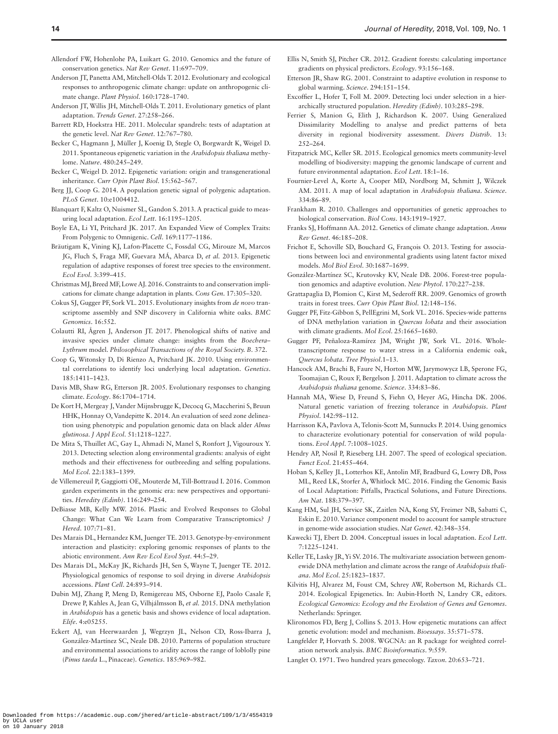Allendorf FW, Hohenlohe PA, Luikart G. 2010. Genomics and the future of conservation genetics. *Nat Rev Genet*. 11:697–709.

Anderson JT, Panetta AM, Mitchell-Olds T. 2012. Evolutionary and ecological responses to anthropogenic climate change: update on anthropogenic climate change. *Plant Physiol*. 160:1728–1740.

Anderson JT, Willis JH, Mitchell-Olds T. 2011. Evolutionary genetics of plant adaptation. *Trends Genet*. 27:258–266.

Barrett RD, Hoekstra HE. 2011. Molecular spandrels: tests of adaptation at the genetic level. *Nat Rev Genet*. 12:767–780.

Becker C, Hagmann J, Müller J, Koenig D, Stegle O, Borgwardt K, Weigel D. 2011. Spontaneous epigenetic variation in the *Arabidopsis thaliana* methylome. *Nature*. 480:245–249.

Becker C, Weigel D. 2012. Epigenetic variation: origin and transgenerational inheritance. *Curr Opin Plant Biol*. 15:562–567.

Berg JJ, Coop G. 2014. A population genetic signal of polygenic adaptation. *PLoS Genet*. 10:e1004412.

Blanquart F, Kaltz O, Nuismer SL, Gandon S. 2013. A practical guide to measuring local adaptation. *Ecol Lett*. 16:1195–1205.

Boyle EA, Li YI, Pritchard JK. 2017. An Expanded View of Complex Traits: From Polygenic to Omnigenic. *Cell*. 169:1177–1186.

Bräutigam K, Vining KJ, Lafon-Placette C, Fossdal CG, Mirouze M, Marcos JG, Fluch S, Fraga MF, Guevara MÁ, Abarca D, *et al.* 2013. Epigenetic regulation of adaptive responses of forest tree species to the environment. *Ecol Evol*. 3:399–415.

Christmas MJ, Breed MF, Lowe AJ. 2016. Constraints to and conservation implications for climate change adaptation in plants. *Cons Gen*. 17:305–320.

Cokus SJ, Gugger PF, Sork VL. 2015. Evolutionary insights from *de novo* transcriptome assembly and SNP discovery in California white oaks. *BMC Genomics*. 16:552.

Colautti RI, Ågren J, Anderson JT. 2017. Phenological shifts of native and invasive species under climate change: insights from the *Boechera–Lythrum* model. *Philosophical Transactions of the Royal Society. B*. 372.

Coop G, Witonsky D, Di Rienzo A, Pritchard JK. 2010. Using environmental correlations to identify loci underlying local adaptation. *Genetics*. 185:1411–1423.

Davis MB, Shaw RG, Etterson JR. 2005. Evolutionary responses to changing climate. *Ecology*. 86:1704–1714.

De Kort H, Mergeay J, Vander Mijnsbrugge K, Decocq G, Maccherini S, Bruun HHK, Honnay O, Vandepitte K. 2014. An evaluation of seed zone delineation using phenotypic and population genomic data on black alder *Alnus glutinosa*. *J Appl Ecol*. 51:1218–1227.

De Mita S, Thuillet AC, Gay L, Ahmadi N, Manel S, Ronfort J, Vigouroux Y. 2013. Detecting selection along environmental gradients: analysis of eight methods and their effectiveness for outbreeding and selfing populations. *Mol Ecol*. 22:1383–1399.

de Villemereuil P, Gaggiotti OE, Mouterde M, Till-Bottraud I. 2016. Common garden experiments in the genomic era: new perspectives and opportunities. *Heredity (Edinb)*. 116:249–254.

DeBiasse MB, Kelly MW. 2016. Plastic and Evolved Responses to Global Change: What Can We Learn from Comparative Transcriptomics? *J Hered*. 107:71–81.

Des Marais DL, Hernandez KM, Juenger TE. 2013. Genotype-by-environment interaction and plasticity: exploring genomic responses of plants to the abiotic environment. *Ann Rev Ecol Evol Syst*. 44:5–29.

Des Marais DL, McKay JK, Richards JH, Sen S, Wayne T, Juenger TE. 2012. Physiological genomics of response to soil drying in diverse *Arabidopsis* accessions. *Plant Cell*. 24:893–914.

Dubin MJ, Zhang P, Meng D, Remigereau MS, Osborne EJ, Paolo Casale F, Drewe P, Kahles A, Jean G, Vilhjálmsson B, *et al.* 2015. DNA methylation in *Arabidopsis* has a genetic basis and shows evidence of local adaptation. *Elife*. 4:e05255.

Eckert AJ, van Heerwaarden J, Wegrzyn JL, Nelson CD, Ross-Ibarra J, González-Martínez SC, Neale DB. 2010. Patterns of population structure and environmental associations to aridity across the range of loblolly pine (*Pinus taeda* L., Pinaceae). *Genetics*. 185:969–982.

Ellis N, Smith SJ, Pitcher CR. 2012. Gradient forests: calculating importance gradients on physical predictors. *Ecology*. 93:156–168.

Etterson JR, Shaw RG. 2001. Constraint to adaptive evolution in response to global warming. *Science*. 294:151–154.

Excoffier L, Hofer T, Foll M. 2009. Detecting loci under selection in a hierarchically structured population. *Heredity (Edinb)*. 103:285–298.

Ferrier S, Manion G, Elith J, Richardson K. 2007. Using Generalized Dissimilarity Modelling to analyse and predict patterns of beta diversity in regional biodiversity assessment. *Divers Distrib*. 13: 252–264.

Fitzpatrick MC, Keller SR. 2015. Ecological genomics meets community-level modelling of biodiversity: mapping the genomic landscape of current and future environmental adaptation. *Ecol Lett*. 18:1–16.

Fournier-Level A, Korte A, Cooper MD, Nordborg M, Schmitt J, Wilczek AM. 2011. A map of local adaptation in *Arabidopsis thaliana*. *Science*. 334:86–89.

Frankham R. 2010. Challenges and opportunities of genetic approaches to biological conservation. *Biol Cons*. 143:1919–1927.

Franks SJ, Hoffmann AA. 2012. Genetics of climate change adaptation. *Annu Rev Genet*. 46:185–208.

Frichot E, Schoville SD, Bouchard G, François O. 2013. Testing for associations between loci and environmental gradients using latent factor mixed models. *Mol Biol Evol*. 30:1687–1699.

González-Martínez SC, Krutovsky KV, Neale DB. 2006. Forest-tree population genomics and adaptive evolution. *New Phytol*. 170:227–238.

Grattapaglia D, Plomion C, Kirst M, Sederoff RR. 2009. Genomics of growth traits in forest trees. *Curr Opin Plant Biol*. 12:148–156.

Gugger PF, Fitz-Gibbon S, PellEgrini M, Sork VL. 2016. Species-wide patterns of DNA methylation variation in *Quercus lobata* and their association with climate gradients. *Mol Ecol*. 25:1665–1680.

Gugger PF, Peñaloza-Ramírez JM, Wright JW, Sork VL. 2016. Whole-transcriptome response to water stress in a California endemic oak, *Quercus lobata*. *Tree Physiol*.1–13.

Hancock AM, Brachi B, Faure N, Horton MW, Jarymowycz LB, Sperone FG, Toomajian C, Roux F, Bergelson J. 2011. Adaptation to climate across the *Arabidopsis thaliana* genome. *Science*. 334:83–86.

Hannah MA, Wiese D, Freund S, Fiehn O, Heyer AG, Hincha DK. 2006. Natural genetic variation of freezing tolerance in *Arabidopsis*. *Plant Physiol*. 142:98–112.

Harrisson KA, Pavlova A, Telonis-Scott M, Sunnucks P. 2014. Using genomics to characterize evolutionary potential for conservation of wild populations. *Evol Appl*. 7:1008–1025.

Hendry AP, Nosil P, Rieseberg LH. 2007. The speed of ecological speciation. *Funct Ecol*. 21:455–464.

Hoban S, Kelley JL, Lotterhos KE, Antolin MF, Bradburd G, Lowry DB, Poss ML, Reed LK, Storfer A, Whitlock MC. 2016. Finding the Genomic Basis of Local Adaptation: Pitfalls, Practical Solutions, and Future Directions. *Am Nat*. 188:379–397.

Kang HM, Sul JH, Service SK, Zaitlen NA, Kong SY, Freimer NB, Sabatti C, Eskin E. 2010. Variance component model to account for sample structure in genome-wide association studies. *Nat Genet*. 42:348–354.

Kawecki TJ, Ebert D. 2004. Conceptual issues in local adaptation. *Ecol Lett*. 7:1225–1241.

Keller TE, Lasky JR, Yi SV. 2016. The multivariate association between genomewide DNA methylation and climate across the range of *Arabidopsis thaliana*. *Mol Ecol*. 25:1823–1837.

Kilvitis HJ, Alvarez M, Foust CM, Schrey AW, Robertson M, Richards CL. 2014. Ecological Epigenetics. In: Aubin-Horth N, Landry CR, editors. *Ecological Genomics: Ecology and the Evolution of Genes and Genomes*. Netherlands: Springer.

Klironomos FD, Berg J, Collins S. 2013. How epigenetic mutations can affect genetic evolution: model and mechanism. *Bioessays*. 35:571–578.

Langfelder P, Horvath S. 2008. WGCNA: an R package for weighted correlation network analysis. *BMC Bioinformatics*. 9:559.

Langlet O. 1971. Two hundred years genecology. *Taxon*. 20:653–721.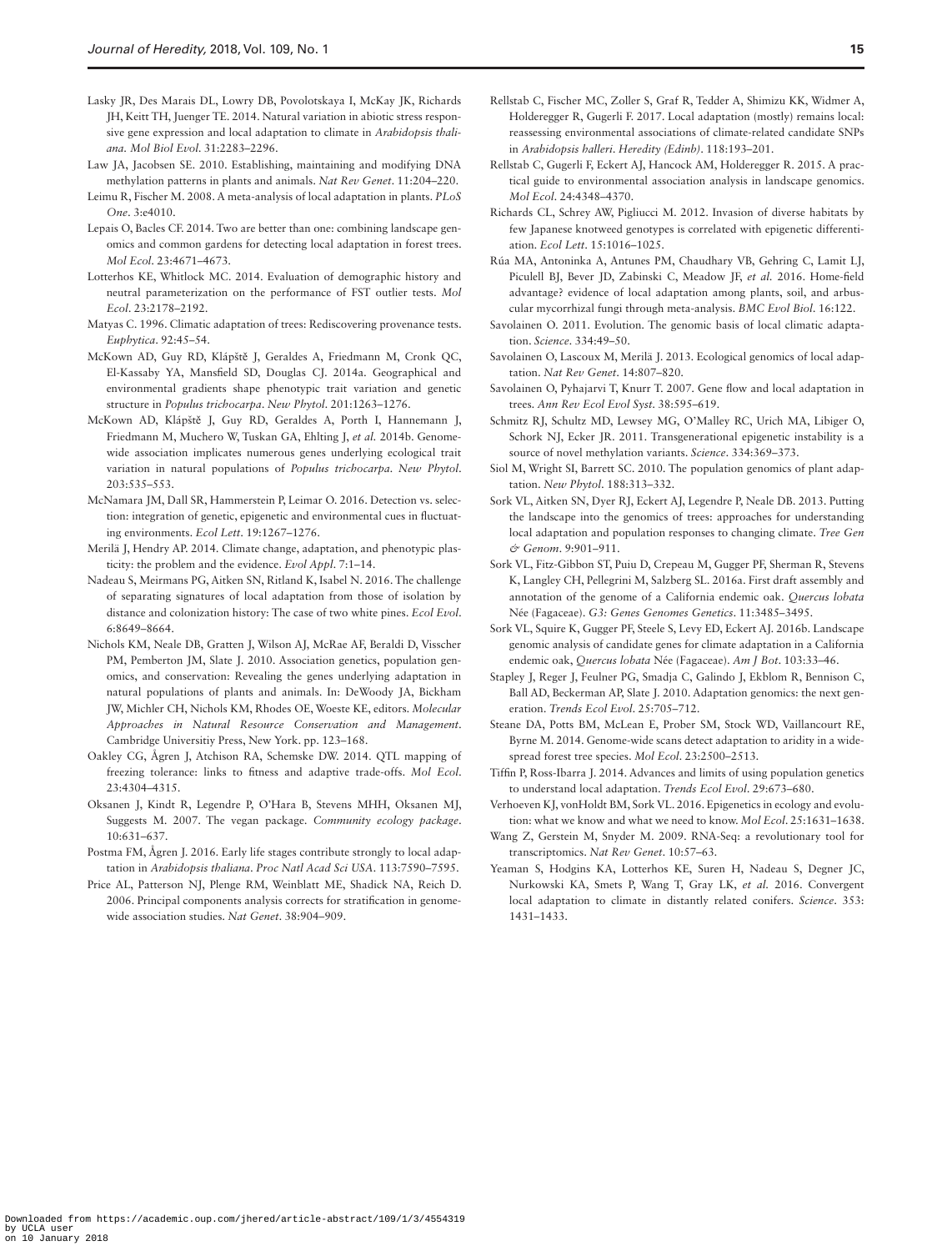Lasky JR, Des Marais DL, Lowry DB, Povolotskaya I, McKay JK, Richards JH, Keitt TH, Juenger TE. 2014. Natural variation in abiotic stress responsive gene expression and local adaptation to climate in *Arabidopsis thaliana*. *Mol Biol Evol*. 31:2283–2296.

Law JA, Jacobsen SE. 2010. Establishing, maintaining and modifying DNA methylation patterns in plants and animals. *Nat Rev Genet*. 11:204–220.

Leimu R, Fischer M. 2008. A meta-analysis of local adaptation in plants. *PLoS One*. 3:e4010.

Lepais O, Bacles CF. 2014. Two are better than one: combining landscape genomics and common gardens for detecting local adaptation in forest trees. *Mol Ecol*. 23:4671–4673.

Lotterhos KE, Whitlock MC. 2014. Evaluation of demographic history and neutral parameterization on the performance of FST outlier tests. *Mol Ecol*. 23:2178–2192.

Matyas C. 1996. Climatic adaptation of trees: Rediscovering provenance tests. *Euphytica*. 92:45–54.

McKown AD, Guy RD, Klápště J, Geraldes A, Friedmann M, Cronk QC, El-Kassaby YA, Mansfield SD, Douglas CJ. 2014a. Geographical and environmental gradients shape phenotypic trait variation and genetic structure in *Populus trichocarpa*. *New Phytol*. 201:1263–1276.

McKown AD, Klápště J, Guy RD, Geraldes A, Porth I, Hannemann J, Friedmann M, Muchero W, Tuskan GA, Ehlting J, *et al.* 2014b. Genome-wide association implicates numerous genes underlying ecological trait variation in natural populations of *Populus trichocarpa*. *New Phytol*. 203:535–553.

McNamara JM, Dall SR, Hammerstein P, Leimar O. 2016. Detection vs. selection: integration of genetic, epigenetic and environmental cues in fluctuating environments. *Ecol Lett*. 19:1267–1276.

Merilä J, Hendry AP. 2014. Climate change, adaptation, and phenotypic plasticity: the problem and the evidence. *Evol Appl*. 7:1–14.

Nadeau S, Meirmans PG, Aitken SN, Ritland K, Isabel N. 2016. The challenge of separating signatures of local adaptation from those of isolation by distance and colonization history: The case of two white pines. *Ecol Evol*. 6:8649–8664.

Nichols KM, Neale DB, Gratten J, Wilson AJ, McRae AF, Beraldi D, Visscher PM, Pemberton JM, Slate J. 2010. Association genetics, population genomics, and conservation: Revealing the genes underlying adaptation in natural populations of plants and animals. In: DeWoody JA, Bickham JW, Michler CH, Nichols KM, Rhodes OE, Woeste KE, editors. *Molecular Approaches in Natural Resource Conservation and Management*. Cambridge Universitiy Press, New York. pp. 123–168.

Oakley CG, Ågren J, Atchison RA, Schemske DW. 2014. QTL mapping of freezing tolerance: links to fitness and adaptive trade-offs. *Mol Ecol*. 23:4304–4315.

Oksanen J, Kindt R, Legendre P, O'Hara B, Stevens MHH, Oksanen MJ, Suggests M. 2007. The vegan package. *Community ecology package*. 10:631–637.

Postma FM, Ågren J. 2016. Early life stages contribute strongly to local adaptation in *Arabidopsis thaliana*. *Proc Natl Acad Sci USA*. 113:7590–7595.

Price AL, Patterson NJ, Plenge RM, Weinblatt ME, Shadick NA, Reich D. 2006. Principal components analysis corrects for stratification in genome-wide association studies. *Nat Genet*. 38:904–909.

Rellstab C, Fischer MC, Zoller S, Graf R, Tedder A, Shimizu KK, Widmer A, Holderegger R, Gugerli F. 2017. Local adaptation (mostly) remains local: reassessing environmental associations of climate-related candidate SNPs in *Arabidopsis halleri*. *Heredity (Edinb)*. 118:193–201.

Rellstab C, Gugerli F, Eckert AJ, Hancock AM, Holderegger R. 2015. A practical guide to environmental association analysis in landscape genomics. *Mol Ecol*. 24:4348–4370.

Richards CL, Schrey AW, Pigliucci M. 2012. Invasion of diverse habitats by few Japanese knotweed genotypes is correlated with epigenetic differentiation. *Ecol Lett*. 15:1016–1025.

Rúa MA, Antoninka A, Antunes PM, Chaudhary VB, Gehring C, Lamit LJ, Piculell BJ, Bever JD, Zabinski C, Meadow JF, *et al.* 2016. Home-field advantage? evidence of local adaptation among plants, soil, and arbuscular mycorrhizal fungi through meta-analysis. *BMC Evol Biol*. 16:122.

Savolainen O. 2011. Evolution. The genomic basis of local climatic adaptation. *Science*. 334:49–50.

Savolainen O, Lascoux M, Merilä J. 2013. Ecological genomics of local adaptation. *Nat Rev Genet*. 14:807–820.

Savolainen O, Pyhajarvi T, Knurr T. 2007. Gene flow and local adaptation in trees. *Ann Rev Ecol Evol Syst*. 38:595–619.

Schmitz RJ, Schultz MD, Lewsey MG, O'Malley RC, Urich MA, Libiger O, Schork NJ, Ecker JR. 2011. Transgenerational epigenetic instability is a source of novel methylation variants. *Science*. 334:369–373.

Siol M, Wright SI, Barrett SC. 2010. The population genomics of plant adaptation. *New Phytol*. 188:313–332.

Sork VL, Aitken SN, Dyer RJ, Eckert AJ, Legendre P, Neale DB. 2013. Putting the landscape into the genomics of trees: approaches for understanding local adaptation and population responses to changing climate. *Tree Gen & Genom*. 9:901–911.

Sork VL, Fitz-Gibbon ST, Puiu D, Crepeau M, Gugger PF, Sherman R, Stevens K, Langley CH, Pellegrini M, Salzberg SL. 2016a. First draft assembly and annotation of the genome of a California endemic oak. *Quercus lobata* Née (Fagaceae). *G3: Genes Genomes Genetics*. 11:3485–3495.

Sork VL, Squire K, Gugger PF, Steele S, Levy ED, Eckert AJ. 2016b. Landscape genomic analysis of candidate genes for climate adaptation in a California endemic oak, *Quercus lobata* Née (Fagaceae). *Am J Bot*. 103:33–46.

Stapley J, Reger J, Feulner PG, Smadja C, Galindo J, Ekblom R, Bennison C, Ball AD, Beckerman AP, Slate J. 2010. Adaptation genomics: the next generation. *Trends Ecol Evol*. 25:705–712.

Steane DA, Potts BM, McLean E, Prober SM, Stock WD, Vaillancourt RE, Byrne M. 2014. Genome-wide scans detect adaptation to aridity in a widespread forest tree species. *Mol Ecol*. 23:2500–2513.

Tiffin P, Ross-Ibarra J. 2014. Advances and limits of using population genetics to understand local adaptation. *Trends Ecol Evol*. 29:673–680.

Verhoeven KJ, vonHoldt BM, Sork VL. 2016. Epigenetics in ecology and evolution: what we know and what we need to know. *Mol Ecol*. 25:1631–1638.

Wang Z, Gerstein M, Snyder M. 2009. RNA-Seq: a revolutionary tool for transcriptomics. *Nat Rev Genet*. 10:57–63.

Yeaman S, Hodgins KA, Lotterhos KE, Suren H, Nadeau S, Degner JC, Nurkowski KA, Smets P, Wang T, Gray LK, *et al.* 2016. Convergent local adaptation to climate in distantly related conifers. *Science*. 353: 1431–1433.